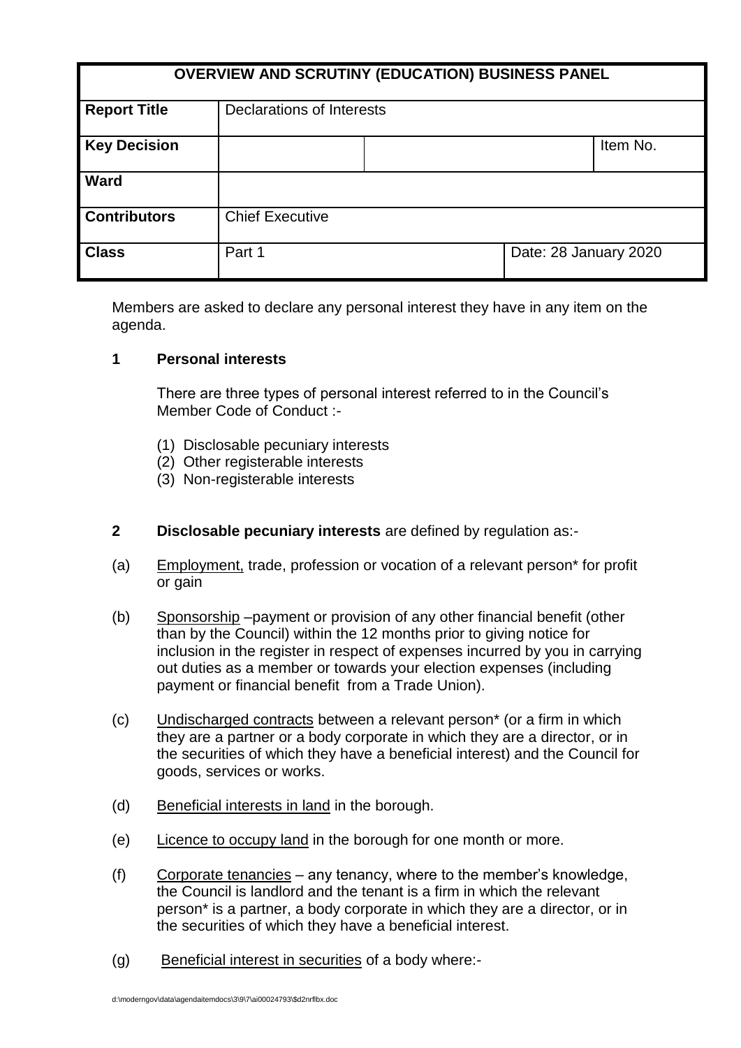| OVERVIEW AND SCRUTINY (EDUCATION) BUSINESS PANEL | | | |
| --- | --- | --- | --- |
| **Report Title** | Declarations of Interests | | |
| **Key Decision** | | | Item No. |
| **Ward** | | | |
| **Contributors** | Chief Executive | | |
| **Class** | Part 1 | Date: 28 January 2020 | |

Members are asked to declare any personal interest they have in any item on the agenda.

**1 Personal interests**

There are three types of personal interest referred to in the Council's Member Code of Conduct :-

(1) Disclosable pecuniary interests
(2) Other registerable interests
(3) Non-registerable interests

**2 Disclosable pecuniary interests** are defined by regulation as:-

(a) Employment, trade, profession or vocation of a relevant person* for profit or gain

(b) Sponsorship –payment or provision of any other financial benefit (other than by the Council) within the 12 months prior to giving notice for inclusion in the register in respect of expenses incurred by you in carrying out duties as a member or towards your election expenses (including payment or financial benefit from a Trade Union).

(c) Undischarged contracts between a relevant person* (or a firm in which they are a partner or a body corporate in which they are a director, or in the securities of which they have a beneficial interest) and the Council for goods, services or works.

(d) Beneficial interests in land in the borough.

(e) Licence to occupy land in the borough for one month or more.

(f) Corporate tenancies – any tenancy, where to the member's knowledge, the Council is landlord and the tenant is a firm in which the relevant person* is a partner, a body corporate in which they are a director, or in the securities of which they have a beneficial interest.

(g) Beneficial interest in securities of a body where:-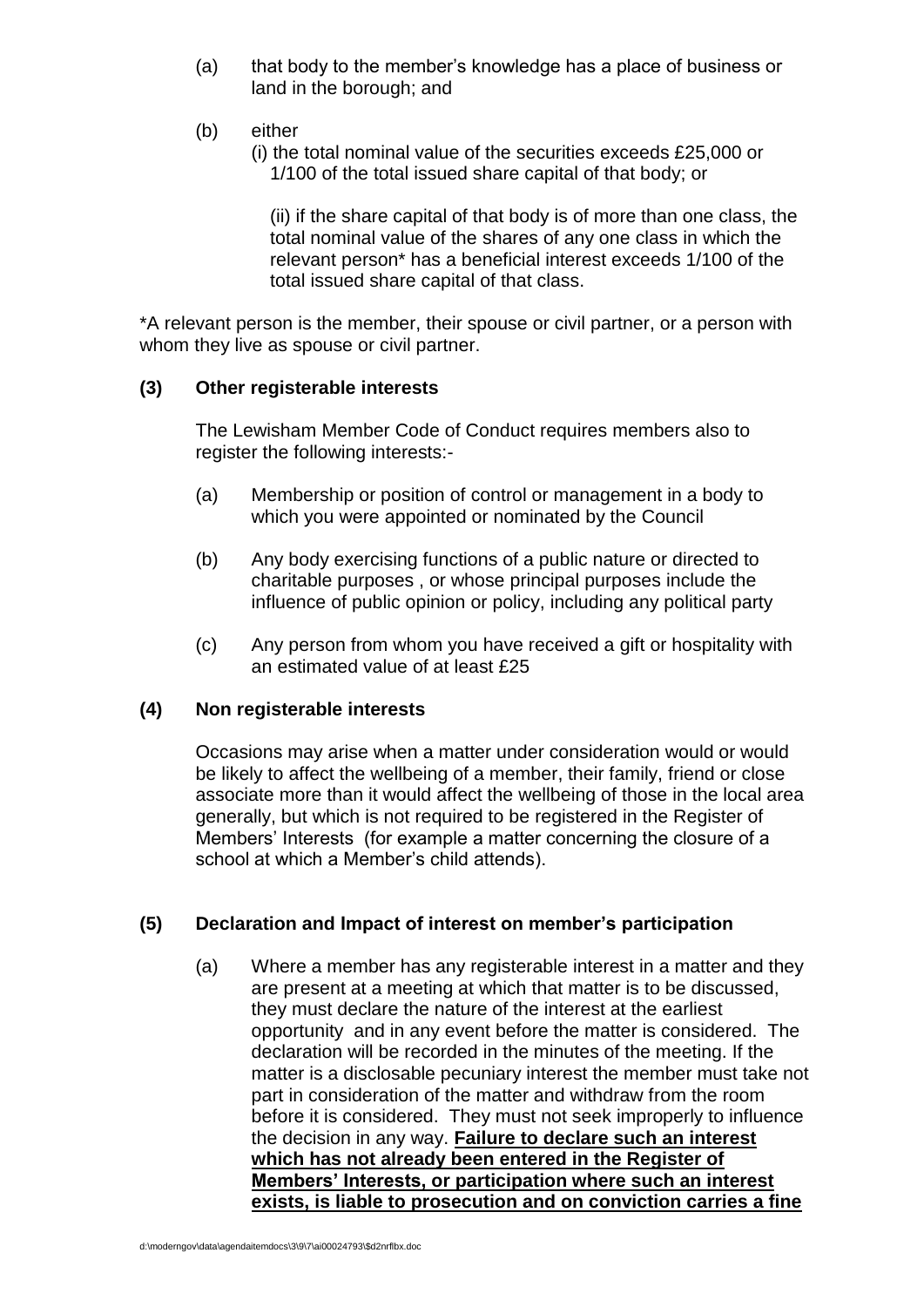(a) that body to the member's knowledge has a place of business or land in the borough; and

(b) either
(i) the total nominal value of the securities exceeds £25,000 or 1/100 of the total issued share capital of that body; or

(ii) if the share capital of that body is of more than one class, the total nominal value of the shares of any one class in which the relevant person* has a beneficial interest exceeds 1/100 of the total issued share capital of that class.

*A relevant person is the member, their spouse or civil partner, or a person with whom they live as spouse or civil partner.

**(3) Other registerable interests**

The Lewisham Member Code of Conduct requires members also to register the following interests:-

(a) Membership or position of control or management in a body to which you were appointed or nominated by the Council

(b) Any body exercising functions of a public nature or directed to charitable purposes , or whose principal purposes include the influence of public opinion or policy, including any political party

(c) Any person from whom you have received a gift or hospitality with an estimated value of at least £25

**(4) Non registerable interests**

Occasions may arise when a matter under consideration would or would be likely to affect the wellbeing of a member, their family, friend or close associate more than it would affect the wellbeing of those in the local area generally, but which is not required to be registered in the Register of Members' Interests (for example a matter concerning the closure of a school at which a Member's child attends).

**(5) Declaration and Impact of interest on member's participation**

(a) Where a member has any registerable interest in a matter and they are present at a meeting at which that matter is to be discussed, they must declare the nature of the interest at the earliest opportunity and in any event before the matter is considered. The declaration will be recorded in the minutes of the meeting. If the matter is a disclosable pecuniary interest the member must take not part in consideration of the matter and withdraw from the room before it is considered. They must not seek improperly to influence the decision in any way. **Failure to declare such an interest which has not already been entered in the Register of Members' Interests, or participation where such an interest exists, is liable to prosecution and on conviction carries a fine**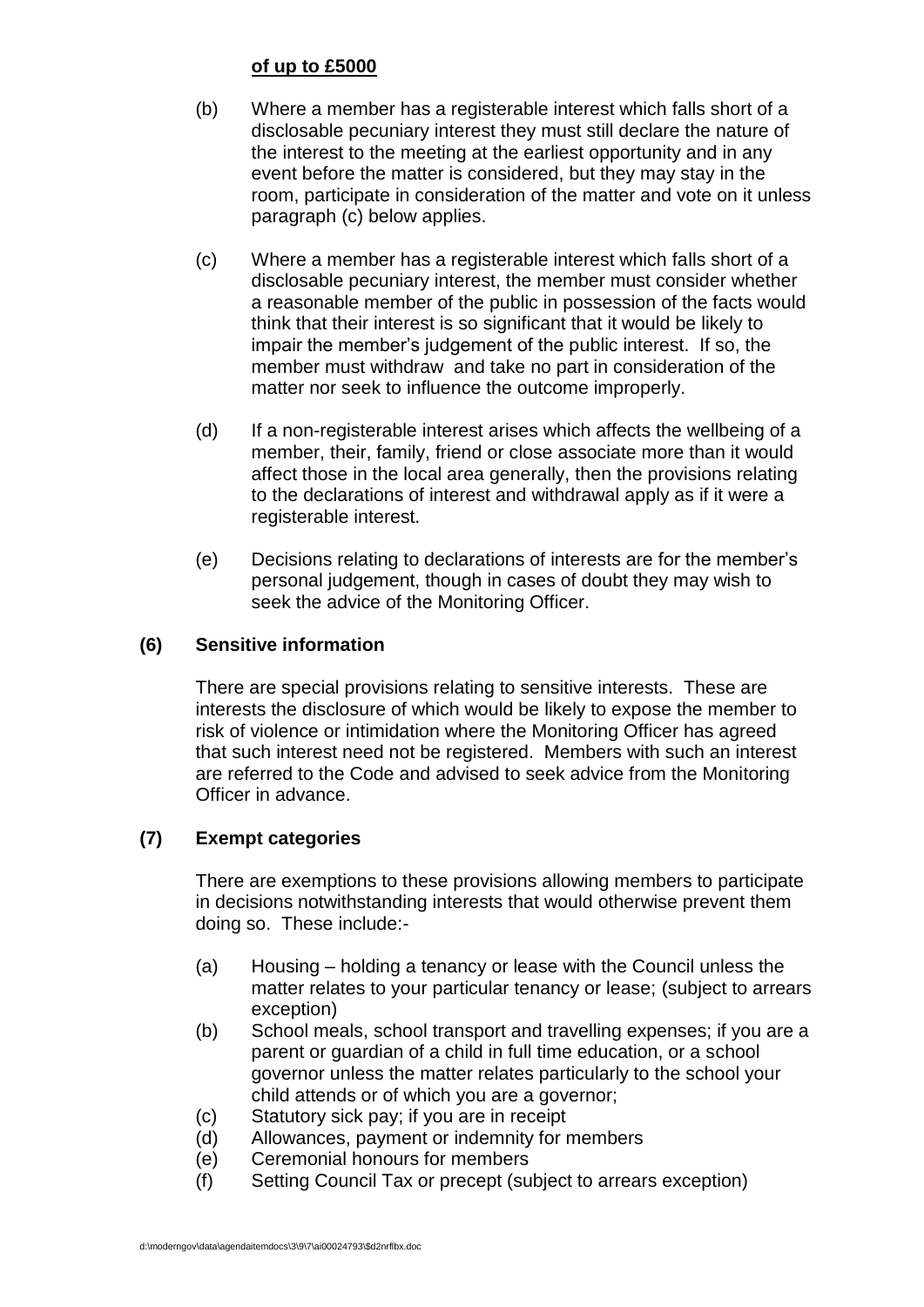**of up to £5000**

(b) Where a member has a registerable interest which falls short of a disclosable pecuniary interest they must still declare the nature of the interest to the meeting at the earliest opportunity and in any event before the matter is considered, but they may stay in the room, participate in consideration of the matter and vote on it unless paragraph (c) below applies.

(c) Where a member has a registerable interest which falls short of a disclosable pecuniary interest, the member must consider whether a reasonable member of the public in possession of the facts would think that their interest is so significant that it would be likely to impair the member's judgement of the public interest. If so, the member must withdraw and take no part in consideration of the matter nor seek to influence the outcome improperly.

(d) If a non-registerable interest arises which affects the wellbeing of a member, their, family, friend or close associate more than it would affect those in the local area generally, then the provisions relating to the declarations of interest and withdrawal apply as if it were a registerable interest.

(e) Decisions relating to declarations of interests are for the member's personal judgement, though in cases of doubt they may wish to seek the advice of the Monitoring Officer.

**(6) Sensitive information**

There are special provisions relating to sensitive interests. These are interests the disclosure of which would be likely to expose the member to risk of violence or intimidation where the Monitoring Officer has agreed that such interest need not be registered. Members with such an interest are referred to the Code and advised to seek advice from the Monitoring Officer in advance.

**(7) Exempt categories**

There are exemptions to these provisions allowing members to participate in decisions notwithstanding interests that would otherwise prevent them doing so. These include:-

(a) Housing – holding a tenancy or lease with the Council unless the matter relates to your particular tenancy or lease; (subject to arrears exception)
(b) School meals, school transport and travelling expenses; if you are a parent or guardian of a child in full time education, or a school governor unless the matter relates particularly to the school your child attends or of which you are a governor;
(c) Statutory sick pay; if you are in receipt
(d) Allowances, payment or indemnity for members
(e) Ceremonial honours for members
(f) Setting Council Tax or precept (subject to arrears exception)